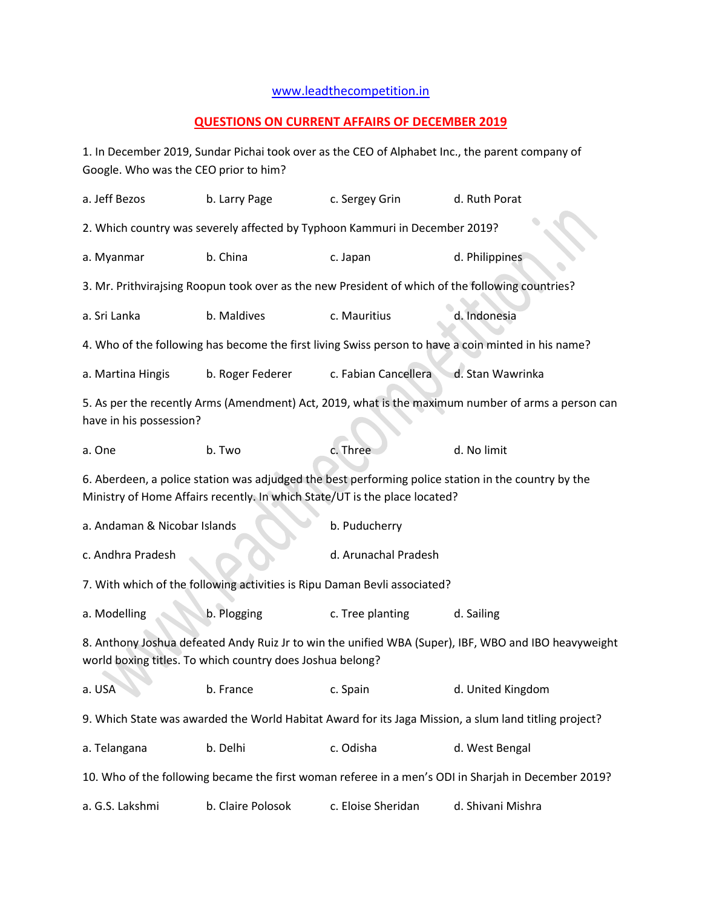www.leadthecompetition.in

## QUESTIONS ON CURRENT AFFAIRS OF DECEMBER 2019

1. In December 2019, Sundar Pichai took over as the CEO of Alphabet Inc., the parent company of Google. Who was the CEO prior to him?

a. Jeff Bezos b. Larry Page c. Sergey Grin d. Ruth Porat

2. Which country was severely affected by Typhoon Kammuri in December 2019?

a. Myanmar b. China c. Japan d. Philippines

3. Mr. Prithvirajsing Roopun took over as the new President of which of the following countries?

a. Sri Lanka b. Maldives c. Mauritius d. Indonesia

4. Who of the following has become the first living Swiss person to have a coin minted in his name?

a. Martina Hingis b. Roger Federer c. Fabian Cancellera d. Stan Wawrinka

5. As per the recently Arms (Amendment) Act, 2019, what is the maximum number of arms a person can have in his possession?

a. One b. Two c. Three d. No limit

6. Aberdeen, a police station was adjudged the best performing police station in the country by the Ministry of Home Affairs recently. In which State/UT is the place located?

a. Andaman & Nicobar Islands b. Puducherry

c. Andhra Pradesh d. Arunachal Pradesh

7. With which of the following activities is Ripu Daman Bevli associated?

a. Modelling b. Plogging c. Tree planting d. Sailing

8. Anthony Joshua defeated Andy Ruiz Jr to win the unified WBA (Super), IBF, WBO and IBO heavyweight world boxing titles. To which country does Joshua belong?

a. USA b. France c. Spain d. United Kingdom

9. Which State was awarded the World Habitat Award for its Jaga Mission, a slum land titling project?

a. Telangana b. Delhi c. Odisha d. West Bengal

10. Who of the following became the first woman referee in a men's ODI in Sharjah in December 2019?

a. G.S. Lakshmi b. Claire Polosok c. Eloise Sheridan d. Shivani Mishra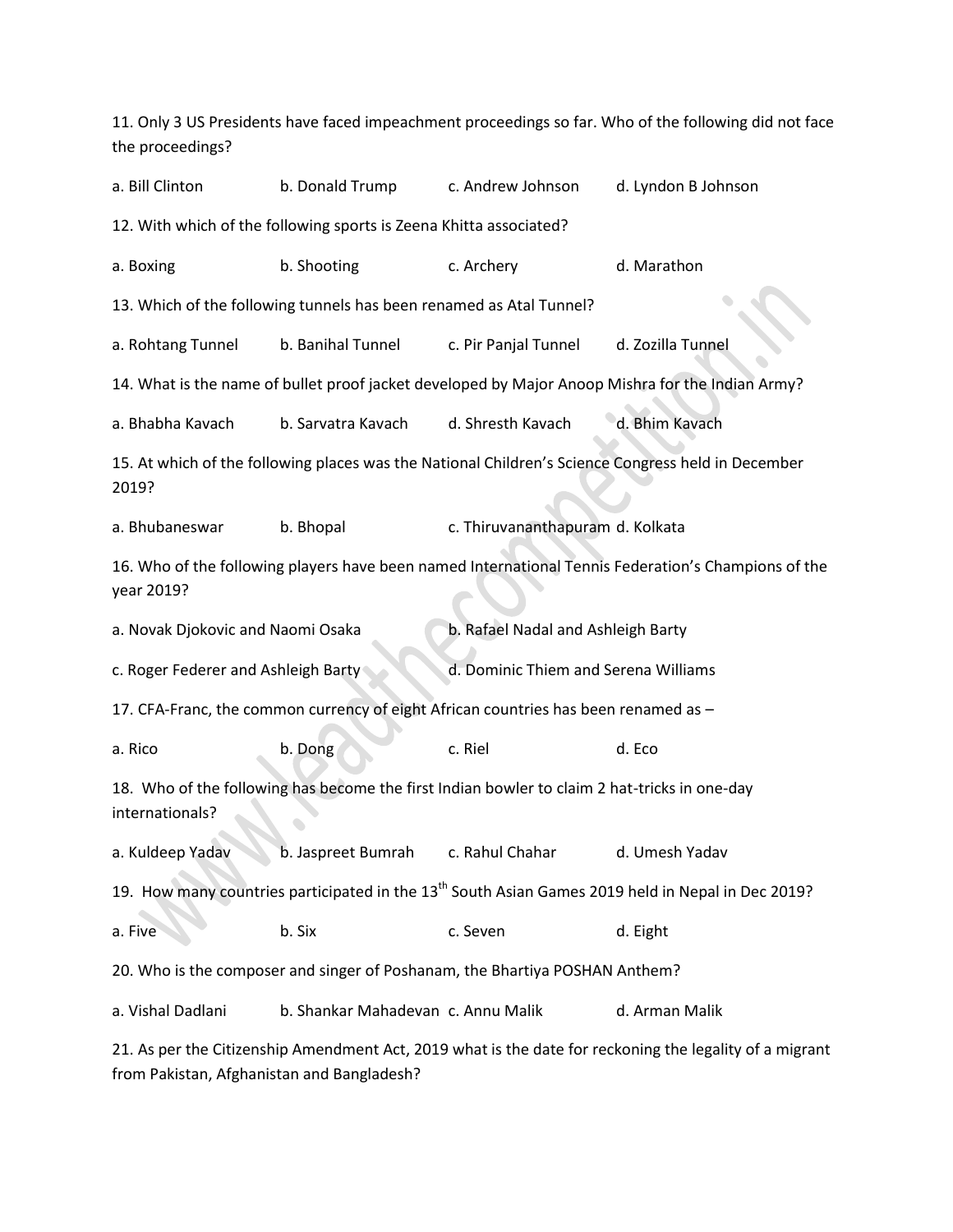11. Only 3 US Presidents have faced impeachment proceedings so far. Who of the following did not face the proceedings?

a. Bill Clinton b. Donald Trump c. Andrew Johnson d. Lyndon B Johnson

12. With which of the following sports is Zeena Khitta associated?

a. Boxing b. Shooting c. Archery d. Marathon

13. Which of the following tunnels has been renamed as Atal Tunnel?

a. Rohtang Tunnel b. Banihal Tunnel c. Pir Panjal Tunnel d. Zozilla Tunnel

14. What is the name of bullet proof jacket developed by Major Anoop Mishra for the Indian Army?

a. Bhabha Kavach b. Sarvatra Kavach d. Shresth Kavach d. Bhim Kavach

15. At which of the following places was the National Children's Science Congress held in December 2019?

a. Bhubaneswar b. Bhopal c. Thiruvananthapuram d. Kolkata

16. Who of the following players have been named International Tennis Federation's Champions of the year 2019?

a. Novak Djokovic and Naomi Osaka b. Rafael Nadal and Ashleigh Barty

c. Roger Federer and Ashleigh Barty d. Dominic Thiem and Serena Williams

17. CFA-Franc, the common currency of eight African countries has been renamed as –

a. Rico b. Dong c. Riel d. Eco

18. Who of the following has become the first Indian bowler to claim 2 hat-tricks in one-day internationals?

a. Kuldeep Yadav b. Jaspreet Bumrah c. Rahul Chahar d. Umesh Yadav

19. How many countries participated in the 13th South Asian Games 2019 held in Nepal in Dec 2019?

a. Five b. Six c. Seven d. Eight

20. Who is the composer and singer of Poshanam, the Bhartiya POSHAN Anthem?

a. Vishal Dadlani b. Shankar Mahadevan c. Annu Malik d. Arman Malik

21. As per the Citizenship Amendment Act, 2019 what is the date for reckoning the legality of a migrant from Pakistan, Afghanistan and Bangladesh?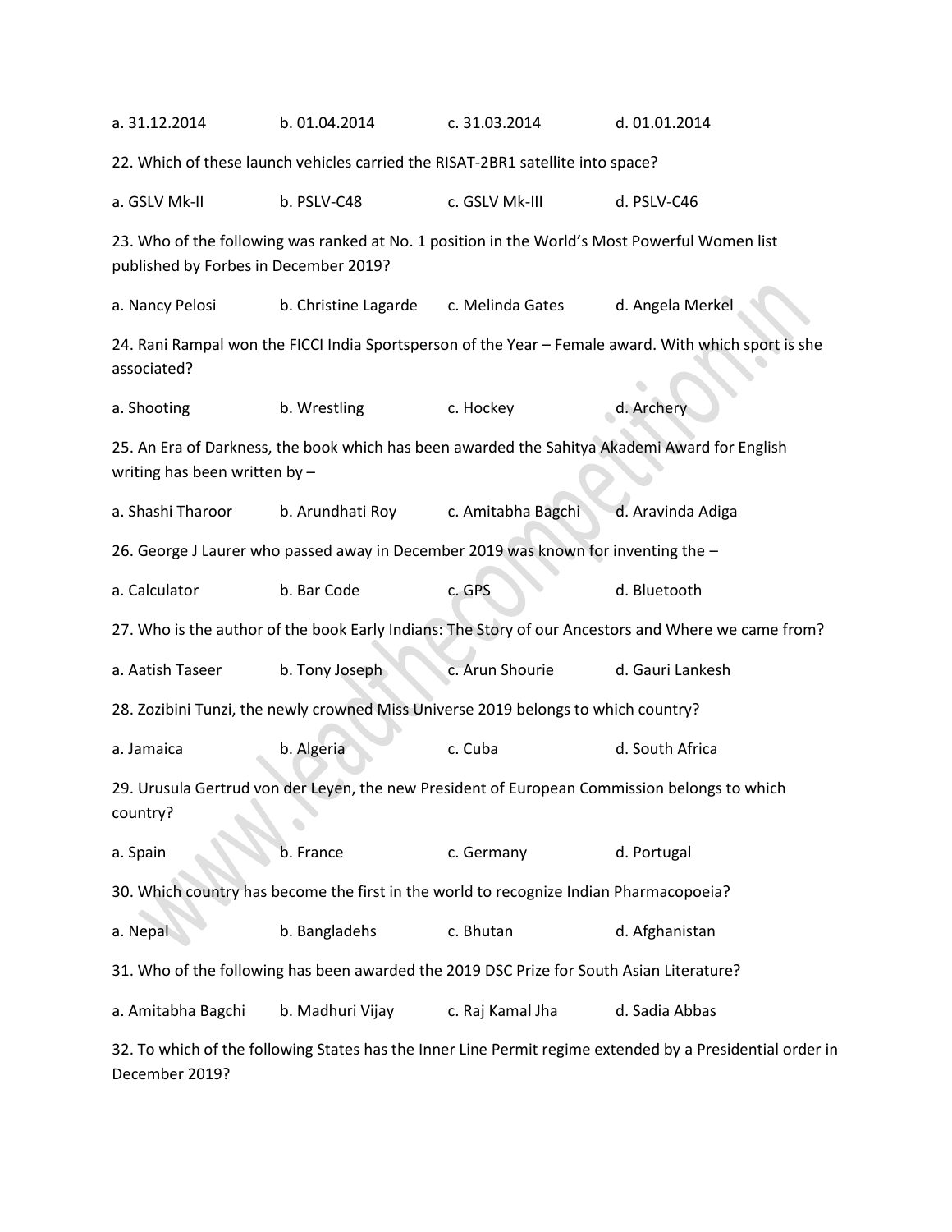a. 31.12.2014 b. 01.04.2014 c. 31.03.2014 d. 01.01.2014

22. Which of these launch vehicles carried the RISAT-2BR1 satellite into space?

a. GSLV Mk-II b. PSLV-C48 c. GSLV Mk-III d. PSLV-C46

23. Who of the following was ranked at No. 1 position in the World's Most Powerful Women list published by Forbes in December 2019?

a. Nancy Pelosi b. Christine Lagarde c. Melinda Gates d. Angela Merkel

24. Rani Rampal won the FICCI India Sportsperson of the Year – Female award. With which sport is she associated?

a. Shooting b. Wrestling c. Hockey d. Archery

25. An Era of Darkness, the book which has been awarded the Sahitya Akademi Award for English writing has been written by –

a. Shashi Tharoor b. Arundhati Roy c. Amitabha Bagchi d. Aravinda Adiga

26. George J Laurer who passed away in December 2019 was known for inventing the –

a. Calculator b. Bar Code c. GPS d. Bluetooth

27. Who is the author of the book Early Indians: The Story of our Ancestors and Where we came from?

a. Aatish Taseer b. Tony Joseph c. Arun Shourie d. Gauri Lankesh

28. Zozibini Tunzi, the newly crowned Miss Universe 2019 belongs to which country?

a. Jamaica b. Algeria c. Cuba d. South Africa

29. Urusula Gertrud von der Leyen, the new President of European Commission belongs to which country?

a. Spain b. France c. Germany d. Portugal

30. Which country has become the first in the world to recognize Indian Pharmacopoeia?

a. Nepal b. Bangladehs c. Bhutan d. Afghanistan

31. Who of the following has been awarded the 2019 DSC Prize for South Asian Literature?

a. Amitabha Bagchi b. Madhuri Vijay c. Raj Kamal Jha d. Sadia Abbas

32. To which of the following States has the Inner Line Permit regime extended by a Presidential order in December 2019?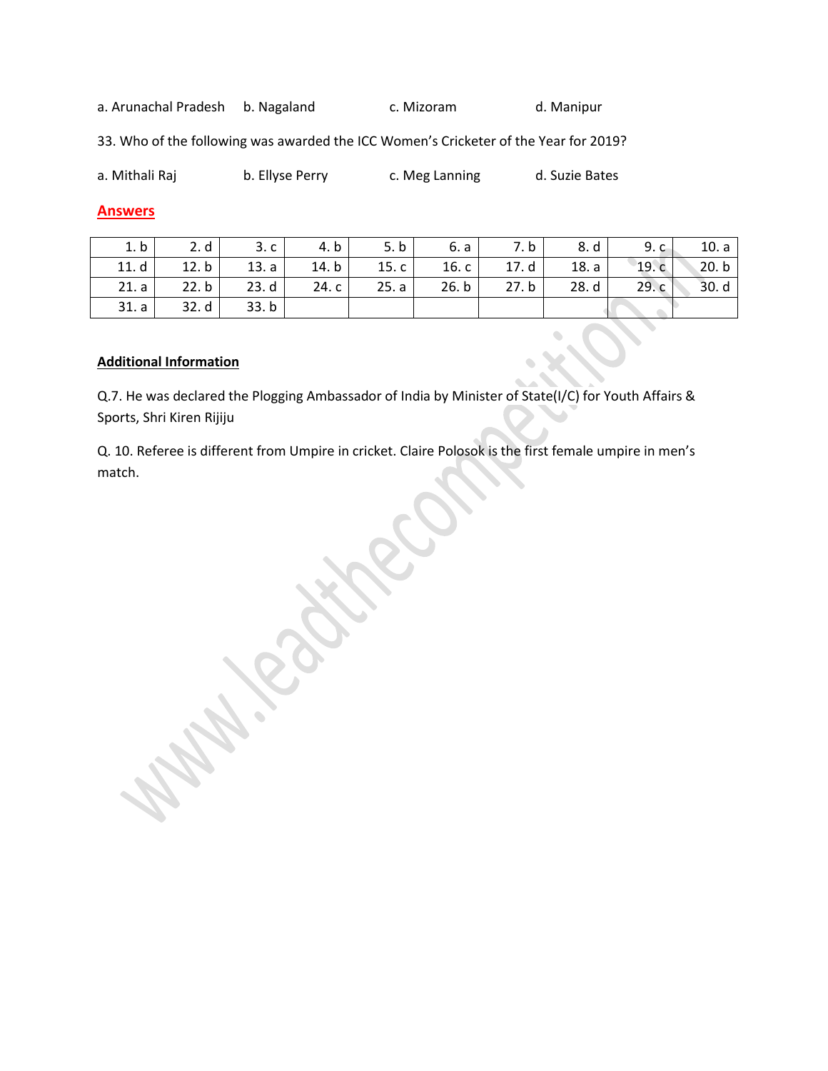a. Arunachal Pradesh b. Nagaland c. Mizoram d. Manipur

33. Who of the following was awarded the ICC Women's Cricketer of the Year for 2019?

a. Mithali Raj b. Ellyse Perry c. Meg Lanning d. Suzie Bates

## Answers

| | | | | | | | | | |
|---|---|---|---|---|---|---|---|---|---|
| 1. b | 2. d | 3. c | 4. b | 5. b | 6. a | 7. b | 8. d | 9. c | 10. a |
| 11. d | 12. b | 13. a | 14. b | 15. c | 16. c | 17. d | 18. a | 19. c | 20. b |
| 21. a | 22. b | 23. d | 24. c | 25. a | 26. b | 27. b | 28. d | 29. c | 30. d |
| 31. a | 32. d | 33. b | | | | | | | |

**Additional Information**

Q.7. He was declared the Plogging Ambassador of India by Minister of State(I/C) for Youth Affairs & Sports, Shri Kiren Rijiju

Q. 10. Referee is different from Umpire in cricket. Claire Polosok is the first female umpire in men's match.